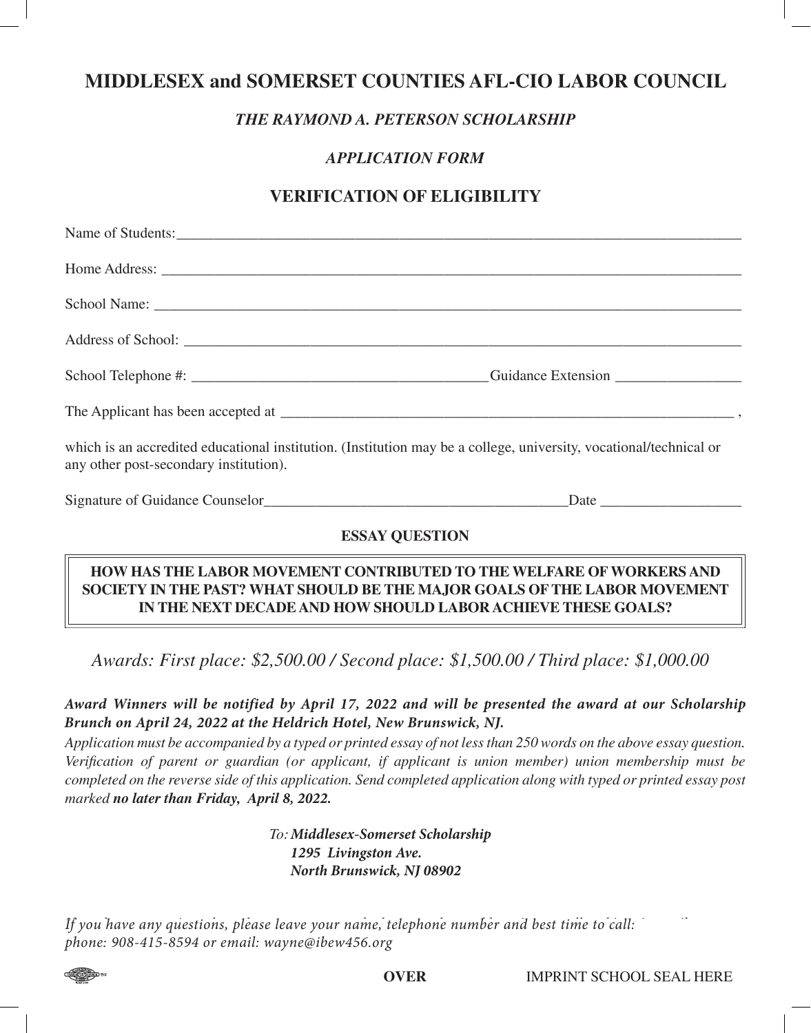# MIDDLESEX and SOMERSET COUNTIES AFL-CIO LABOR COUNCIL

### *THE RAYMOND A. PETERSON SCHOLARSHIP*

### *APPLICATION FORM*

## VERIFICATION OF ELIGIBILITY

Name of Students:_______________________________________________________________________________

Home Address: _________________________________________________________________________________

School Name: __________________________________________________________________________________

Address of School: ______________________________________________________________________________

School Telephone #: ________________________________________ Guidance Extension _________________

The Applicant has been accepted at _________________________________________________________________ ,

which is an accredited educational institution. (Institution may be a college, university, vocational/technical or any other post-secondary institution).

Signature of Guidance Counselor__________________________________________ Date ___________________

**ESSAY QUESTION**

**HOW HAS THE LABOR MOVEMENT CONTRIBUTED TO THE WELFARE OF WORKERS AND SOCIETY IN THE PAST? WHAT SHOULD BE THE MAJOR GOALS OF THE LABOR MOVEMENT IN THE NEXT DECADE AND HOW SHOULD LABOR ACHIEVE THESE GOALS?**

*Awards: First place: $2,500.00 / Second place: $1,500.00 / Third place: $1,000.00*

***Award Winners will be notified by April 17, 2022 and will be presented the award at our Scholarship Brunch on April 24, 2022 at the Heldrich Hotel, New Brunswick, NJ.***

*Application must be accompanied by a typed or printed essay of not less than 250 words on the above essay question. Verification of parent or guardian (or applicant, if applicant is union member) union membership must be completed on the reverse side of this application. Send completed application along with typed or printed essay post marked* ***no later than Friday, April 8, 2022.***

*To:* ***Middlesex-Somerset Scholarship***
***1295 Livingston Ave.***
***North Brunswick, NJ 08902***

*If you have any questions, please leave your name, telephone number and best time to call: phone: 908-415-8594 or email: wayne@ibew456.org*

**OVER** IMPRINT SCHOOL SEAL HERE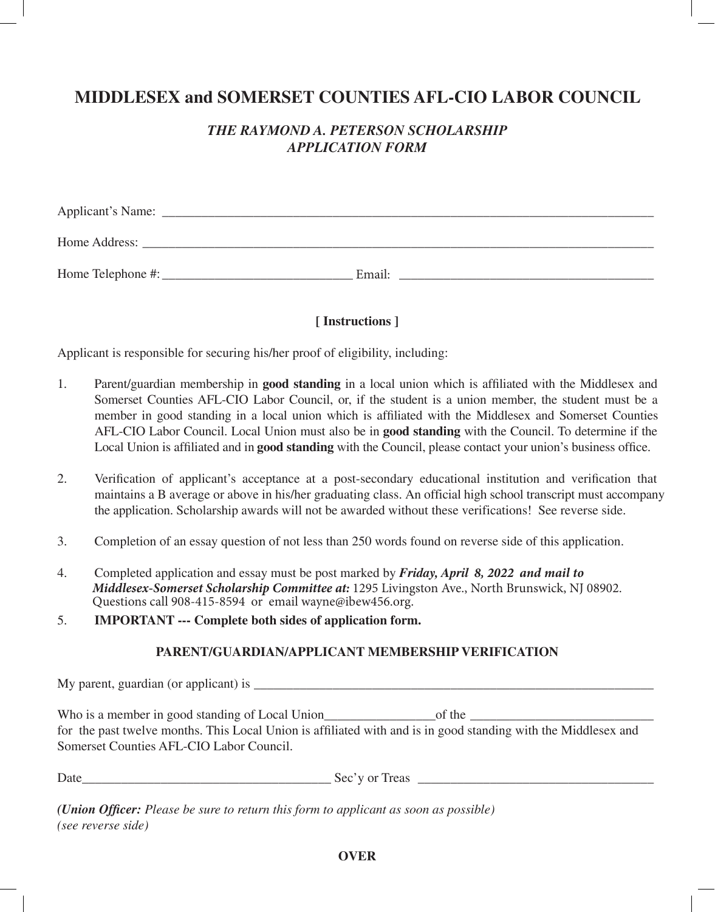# MIDDLESEX and SOMERSET COUNTIES AFL-CIO LABOR COUNCIL

## *THE RAYMOND A. PETERSON SCHOLARSHIP APPLICATION FORM*

Applicant's Name: ______________________________________________________________________________

Home Address: _________________________________________________________________________________

Home Telephone #: _____________________________ Email: ________________________________________

**[ Instructions ]**

Applicant is responsible for securing his/her proof of eligibility, including:

1. Parent/guardian membership in **good standing** in a local union which is affiliated with the Middlesex and Somerset Counties AFL-CIO Labor Council, or, if the student is a union member, the student must be a member in good standing in a local union which is affiliated with the Middlesex and Somerset Counties AFL-CIO Labor Council. Local Union must also be in **good standing** with the Council. To determine if the Local Union is affiliated and in **good standing** with the Council, please contact your union's business office.

2. Verification of applicant's acceptance at a post-secondary educational institution and verification that maintains a B average or above in his/her graduating class. An official high school transcript must accompany the application. Scholarship awards will not be awarded without these verifications! See reverse side.

3. Completion of an essay question of not less than 250 words found on reverse side of this application.

4. Completed application and essay must be post marked by ***Friday, April 8, 2022 and mail to Middlesex-Somerset Scholarship Committee at:*** 1295 Livingston Ave., North Brunswick, NJ 08902. Questions call 908-415-8594 or email wayne@ibew456.org.

5. **IMPORTANT --- Complete both sides of application form.**

**PARENT/GUARDIAN/APPLICANT MEMBERSHIP VERIFICATION**

My parent, guardian (or applicant) is ______________________________________________________________

Who is a member in good standing of Local Union_________________of the ____________________________ for the past twelve months. This Local Union is affiliated with and is in good standing with the Middlesex and Somerset Counties AFL-CIO Labor Council.

Date______________________________________ Sec'y or Treas _____________________________________

***(Union Officer:** Please be sure to return this form to applicant as soon as possible)*
*(see reverse side)*

**OVER**